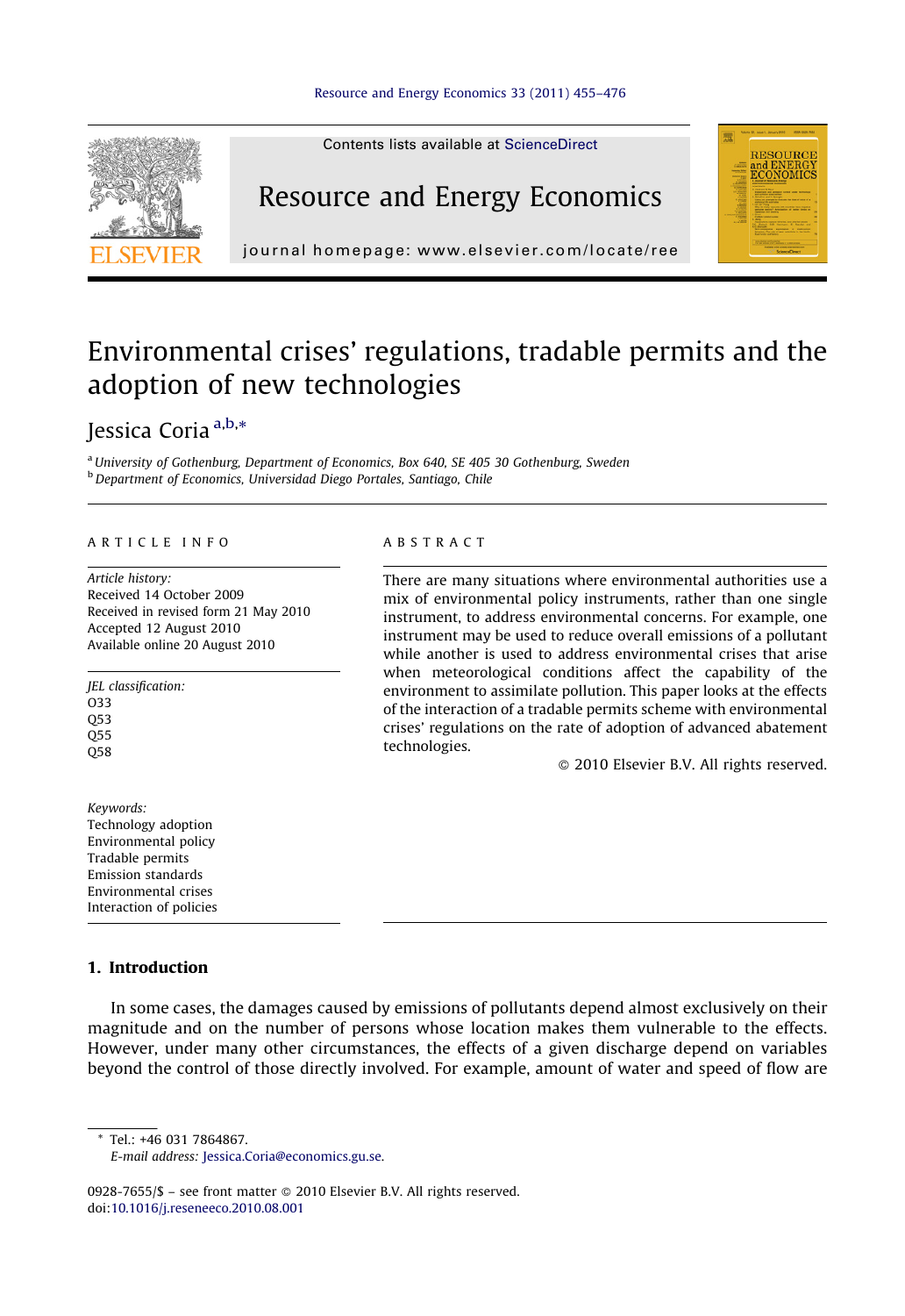# Environmental crises' regulations, tradable permits and the adoption of new technologies

Jessica Coria [a,b,*]

[a] University of Gothenburg, Department of Economics, Box 640, SE 405 30 Gothenburg, Sweden
[b] Department of Economics, Universidad Diego Portales, Santiago, Chile

## ARTICLE INFO

*Article history:*
Received 14 October 2009
Received in revised form 21 May 2010
Accepted 12 August 2010
Available online 20 August 2010

*JEL classification:*
O33
Q53
Q55
Q58

*Keywords:*
Technology adoption
Environmental policy
Tradable permits
Emission standards
Environmental crises
Interaction of policies

## ABSTRACT

There are many situations where environmental authorities use a mix of environmental policy instruments, rather than one single instrument, to address environmental concerns. For example, one instrument may be used to reduce overall emissions of a pollutant while another is used to address environmental crises that arise when meteorological conditions affect the capability of the environment to assimilate pollution. This paper looks at the effects of the interaction of a tradable permits scheme with environmental crises' regulations on the rate of adoption of advanced abatement technologies.

© 2010 Elsevier B.V. All rights reserved.

## 1. Introduction

In some cases, the damages caused by emissions of pollutants depend almost exclusively on their magnitude and on the number of persons whose location makes them vulnerable to the effects. However, under many other circumstances, the effects of a given discharge depend on variables beyond the control of those directly involved. For example, amount of water and speed of flow are

---

* Tel.: +46 031 7864867.
*E-mail address:* Jessica.Coria@economics.gu.se.

0928-7655/$ – see front matter © 2010 Elsevier B.V. All rights reserved.
doi:10.1016/j.reseneeco.2010.08.001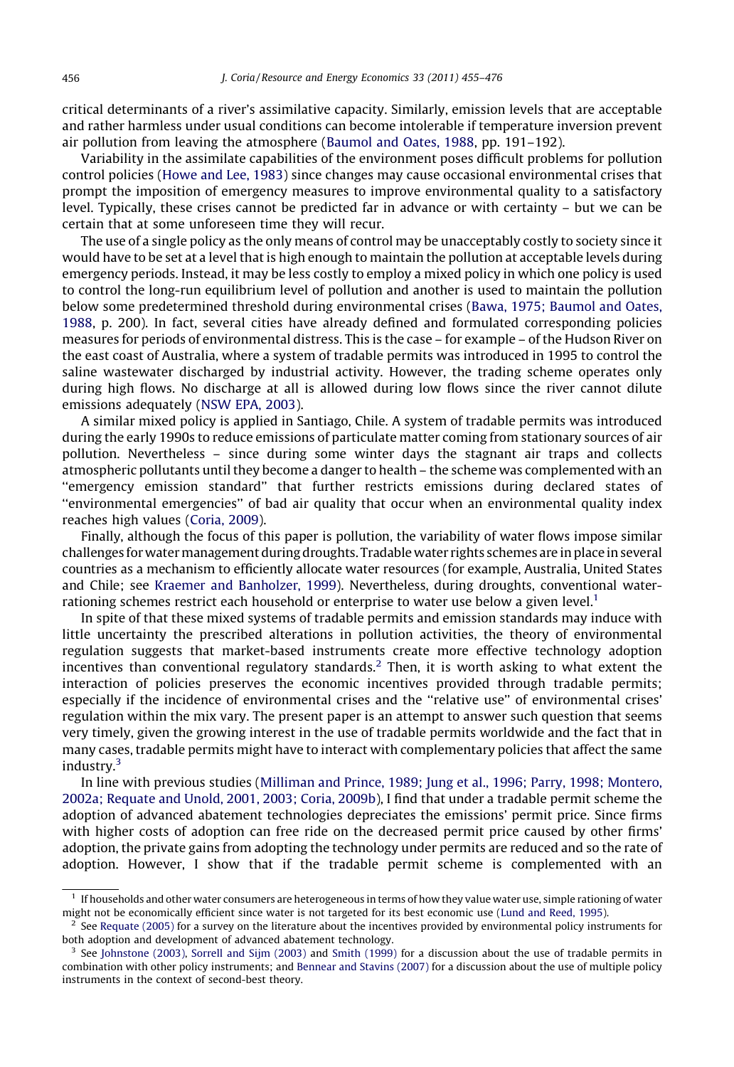critical determinants of a river's assimilative capacity. Similarly, emission levels that are acceptable and rather harmless under usual conditions can become intolerable if temperature inversion prevent air pollution from leaving the atmosphere (Baumol and Oates, 1988, pp. 191–192).

Variability in the assimilate capabilities of the environment poses difficult problems for pollution control policies (Howe and Lee, 1983) since changes may cause occasional environmental crises that prompt the imposition of emergency measures to improve environmental quality to a satisfactory level. Typically, these crises cannot be predicted far in advance or with certainty – but we can be certain that at some unforeseen time they will recur.

The use of a single policy as the only means of control may be unacceptably costly to society since it would have to be set at a level that is high enough to maintain the pollution at acceptable levels during emergency periods. Instead, it may be less costly to employ a mixed policy in which one policy is used to control the long-run equilibrium level of pollution and another is used to maintain the pollution below some predetermined threshold during environmental crises (Bawa, 1975; Baumol and Oates, 1988, p. 200). In fact, several cities have already defined and formulated corresponding policies measures for periods of environmental distress. This is the case – for example – of the Hudson River on the east coast of Australia, where a system of tradable permits was introduced in 1995 to control the saline wastewater discharged by industrial activity. However, the trading scheme operates only during high flows. No discharge at all is allowed during low flows since the river cannot dilute emissions adequately (NSW EPA, 2003).

A similar mixed policy is applied in Santiago, Chile. A system of tradable permits was introduced during the early 1990s to reduce emissions of particulate matter coming from stationary sources of air pollution. Nevertheless – since during some winter days the stagnant air traps and collects atmospheric pollutants until they become a danger to health – the scheme was complemented with an "emergency emission standard" that further restricts emissions during declared states of "environmental emergencies" of bad air quality that occur when an environmental quality index reaches high values (Coria, 2009).

Finally, although the focus of this paper is pollution, the variability of water flows impose similar challenges for water management during droughts. Tradable water rights schemes are in place in several countries as a mechanism to efficiently allocate water resources (for example, Australia, United States and Chile; see Kraemer and Banholzer, 1999). Nevertheless, during droughts, conventional water-rationing schemes restrict each household or enterprise to water use below a given level.[1]

In spite of that these mixed systems of tradable permits and emission standards may induce with little uncertainty the prescribed alterations in pollution activities, the theory of environmental regulation suggests that market-based instruments create more effective technology adoption incentives than conventional regulatory standards.[2] Then, it is worth asking to what extent the interaction of policies preserves the economic incentives provided through tradable permits; especially if the incidence of environmental crises and the "relative use" of environmental crises' regulation within the mix vary. The present paper is an attempt to answer such question that seems very timely, given the growing interest in the use of tradable permits worldwide and the fact that in many cases, tradable permits might have to interact with complementary policies that affect the same industry.[3]

In line with previous studies (Milliman and Prince, 1989; Jung et al., 1996; Parry, 1998; Montero, 2002a; Requate and Unold, 2001, 2003; Coria, 2009b), I find that under a tradable permit scheme the adoption of advanced abatement technologies depreciates the emissions' permit price. Since firms with higher costs of adoption can free ride on the decreased permit price caused by other firms' adoption, the private gains from adopting the technology under permits are reduced and so the rate of adoption. However, I show that if the tradable permit scheme is complemented with an

[1] If households and other water consumers are heterogeneous in terms of how they value water use, simple rationing of water might not be economically efficient since water is not targeted for its best economic use (Lund and Reed, 1995).

[2] See Requate (2005) for a survey on the literature about the incentives provided by environmental policy instruments for both adoption and development of advanced abatement technology.

[3] See Johnstone (2003), Sorrell and Sijm (2003) and Smith (1999) for a discussion about the use of tradable permits in combination with other policy instruments; and Bennear and Stavins (2007) for a discussion about the use of multiple policy instruments in the context of second-best theory.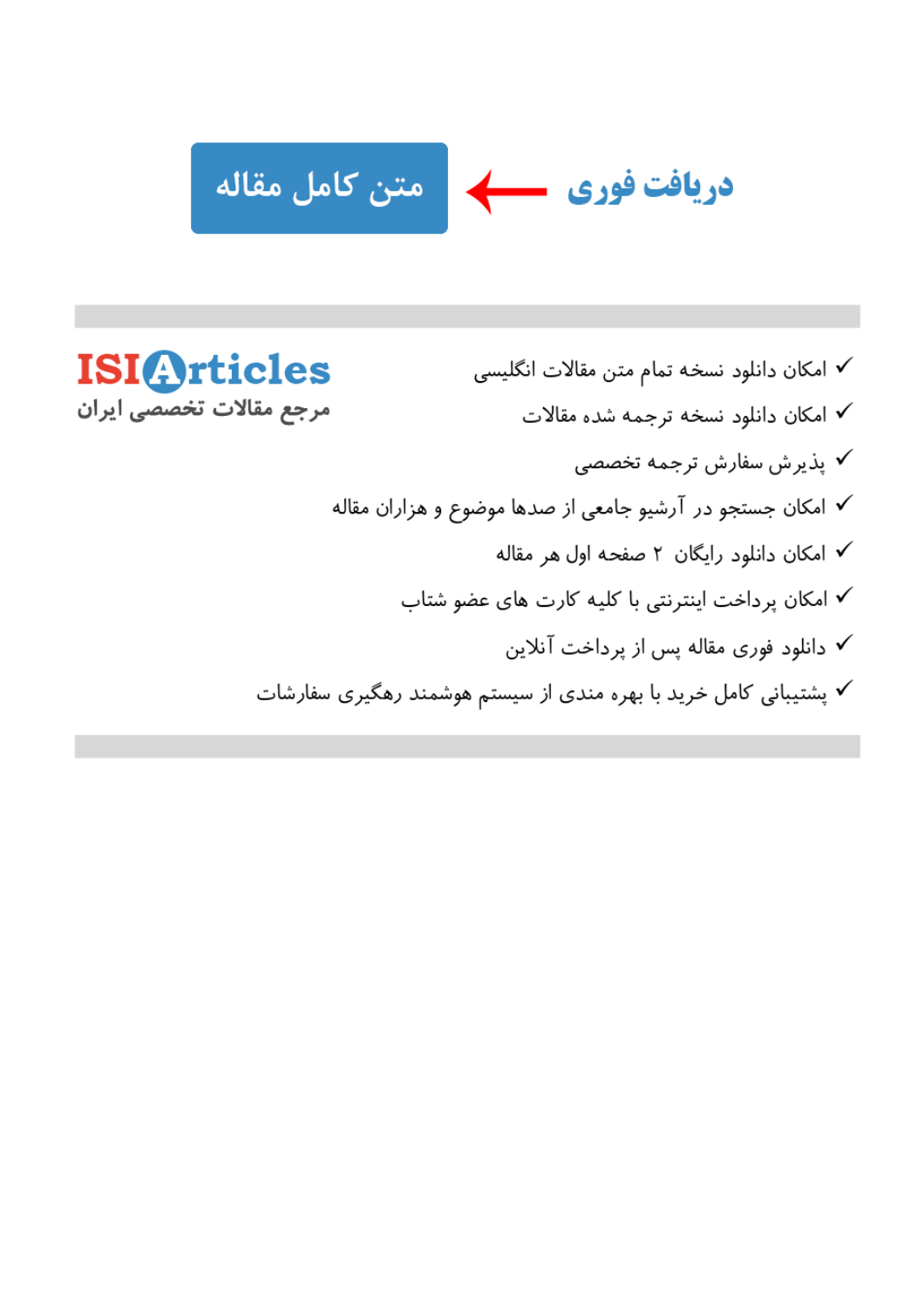متن کامل مقاله ← دریافت فوری

ISIArticles
مرجع مقالات تخصصی ایران

- ✓ امکان دانلود نسخه تمام متن مقالات انگلیسی
- ✓ امکان دانلود نسخه ترجمه شده مقالات
- ✓ پذیرش سفارش ترجمه تخصصی
- ✓ امکان جستجو در آرشیو جامعی از صدها موضوع و هزاران مقاله
- ✓ امکان دانلود رایگان ۲ صفحه اول هر مقاله
- ✓ امکان پرداخت اینترنتی با کلیه کارت های عضو شتاب
- ✓ دانلود فوری مقاله پس از پرداخت آنلاین
- ✓ پشتیبانی کامل خرید با بهره مندی از سیستم هوشمند رهگیری سفارشات